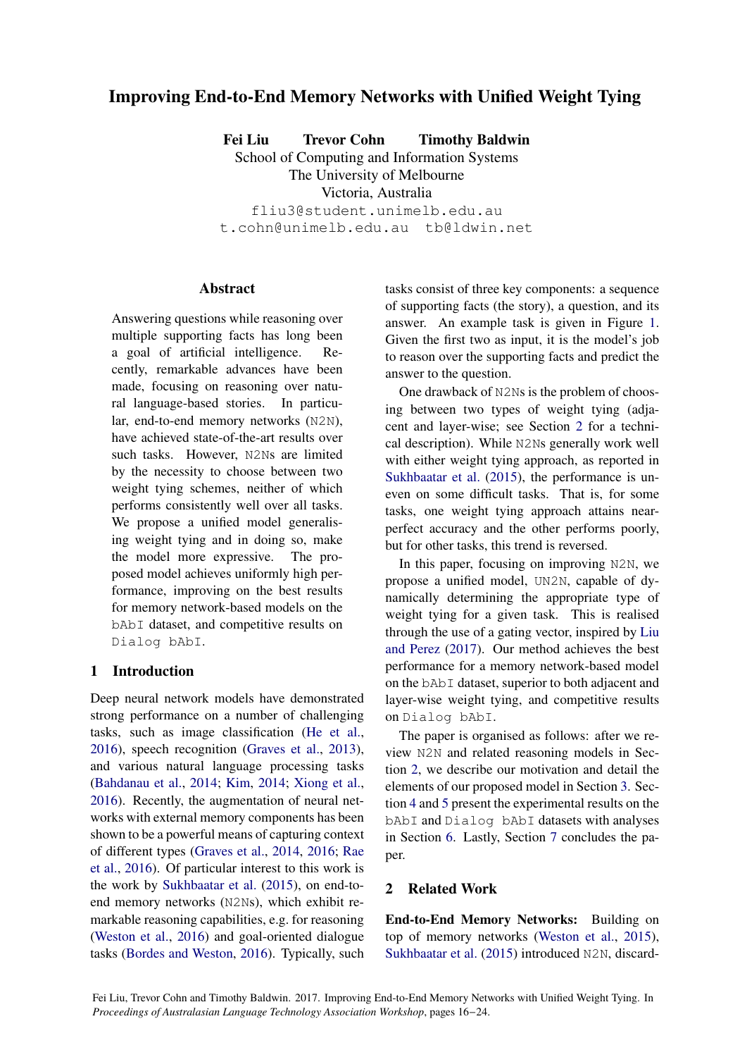# Improving End-to-End Memory Networks with Unified Weight Tying

**Fei Liu   Trevor Cohn   Timothy Baldwin**

School of Computing and Information Systems
The University of Melbourne
Victoria, Australia

fliu3@student.unimelb.edu.au
t.cohn@unimelb.edu.au  tb@ldwin.net

## Abstract

Answering questions while reasoning over multiple supporting facts has long been a goal of artificial intelligence. Recently, remarkable advances have been made, focusing on reasoning over natural language-based stories. In particular, end-to-end memory networks (N2N), have achieved state-of-the-art results over such tasks. However, N2Ns are limited by the necessity to choose between two weight tying schemes, neither of which performs consistently well over all tasks. We propose a unified model generalising weight tying and in doing so, make the model more expressive. The proposed model achieves uniformly high performance, improving on the best results for memory network-based models on the bAbI dataset, and competitive results on Dialog bAbI.

## 1 Introduction

Deep neural network models have demonstrated strong performance on a number of challenging tasks, such as image classification (He et al., 2016), speech recognition (Graves et al., 2013), and various natural language processing tasks (Bahdanau et al., 2014; Kim, 2014; Xiong et al., 2016). Recently, the augmentation of neural networks with external memory components has been shown to be a powerful means of capturing context of different types (Graves et al., 2014, 2016; Rae et al., 2016). Of particular interest to this work is the work by Sukhbaatar et al. (2015), on end-to-end memory networks (N2Ns), which exhibit remarkable reasoning capabilities, e.g. for reasoning (Weston et al., 2016) and goal-oriented dialogue tasks (Bordes and Weston, 2016). Typically, such tasks consist of three key components: a sequence of supporting facts (the story), a question, and its answer. An example task is given in Figure 1. Given the first two as input, it is the model's job to reason over the supporting facts and predict the answer to the question.

One drawback of N2Ns is the problem of choosing between two types of weight tying (adjacent and layer-wise; see Section 2 for a technical description). While N2Ns generally work well with either weight tying approach, as reported in Sukhbaatar et al. (2015), the performance is uneven on some difficult tasks. That is, for some tasks, one weight tying approach attains near-perfect accuracy and the other performs poorly, but for other tasks, this trend is reversed.

In this paper, focusing on improving N2N, we propose a unified model, UN2N, capable of dynamically determining the appropriate type of weight tying for a given task. This is realised through the use of a gating vector, inspired by Liu and Perez (2017). Our method achieves the best performance for a memory network-based model on the bAbI dataset, superior to both adjacent and layer-wise weight tying, and competitive results on Dialog bAbI.

The paper is organised as follows: after we review N2N and related reasoning models in Section 2, we describe our motivation and detail the elements of our proposed model in Section 3. Section 4 and 5 present the experimental results on the bAbI and Dialog bAbI datasets with analyses in Section 6. Lastly, Section 7 concludes the paper.

## 2 Related Work

**End-to-End Memory Networks:** Building on top of memory networks (Weston et al., 2015), Sukhbaatar et al. (2015) introduced N2N, discard-

Fei Liu, Trevor Cohn and Timothy Baldwin. 2017. Improving End-to-End Memory Networks with Unified Weight Tying. In *Proceedings of Australasian Language Technology Association Workshop*, pages 16−24.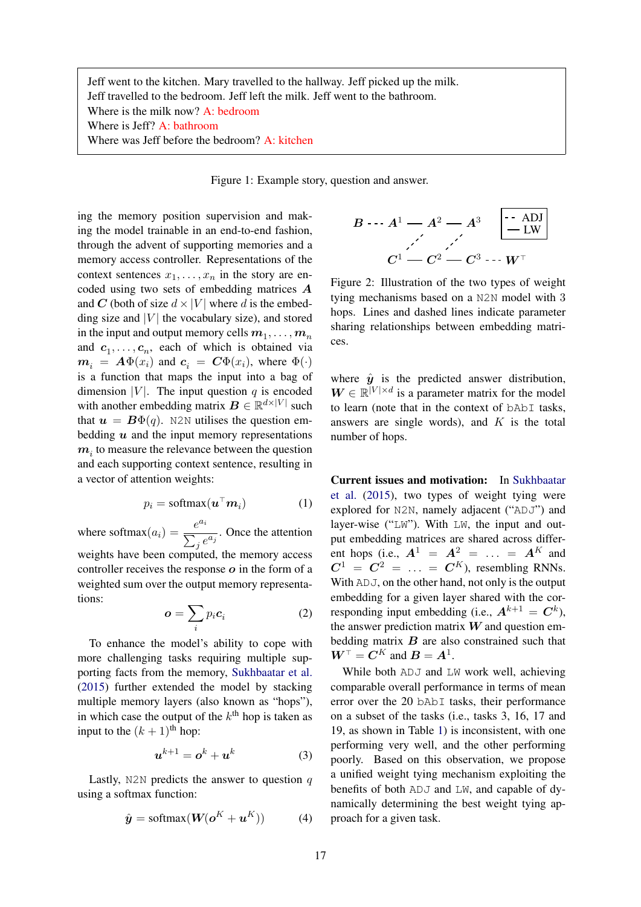Jeff went to the kitchen. Mary travelled to the hallway. Jeff picked up the milk.
Jeff travelled to the bedroom. Jeff left the milk. Jeff went to the bathroom.
Where is the milk now? A: bedroom
Where is Jeff? A: bathroom
Where was Jeff before the bedroom? A: kitchen

Figure 1: Example story, question and answer.

ing the memory position supervision and making the model trainable in an end-to-end fashion, through the advent of supporting memories and a memory access controller. Representations of the context sentences $x_1, \ldots, x_n$ in the story are encoded using two sets of embedding matrices $\boldsymbol{A}$ and $\boldsymbol{C}$ (both of size $d \times |V|$ where $d$ is the embedding size and $|V|$ the vocabulary size), and stored in the input and output memory cells $\boldsymbol{m}_1, \ldots, \boldsymbol{m}_n$ and $\boldsymbol{c}_1, \ldots, \boldsymbol{c}_n$, each of which is obtained via $\boldsymbol{m}_i = \boldsymbol{A}\Phi(x_i)$ and $\boldsymbol{c}_i = \boldsymbol{C}\Phi(x_i)$, where $\Phi(\cdot)$ is a function that maps the input into a bag of dimension $|V|$. The input question $q$ is encoded with another embedding matrix $\boldsymbol{B} \in \mathbb{R}^{d \times |V|}$ such that $\boldsymbol{u} = \boldsymbol{B}\Phi(q)$. N2N utilises the question embedding $\boldsymbol{u}$ and the input memory representations $\boldsymbol{m}_i$ to measure the relevance between the question and each supporting context sentence, resulting in a vector of attention weights:

$$p_i = \mathrm{softmax}(\boldsymbol{u}^\top \boldsymbol{m}_i) \tag{1}$$

where $\mathrm{softmax}(a_i) = \frac{e^{a_i}}{\sum_j e^{a_j}}$. Once the attention weights have been computed, the memory access controller receives the response $\boldsymbol{o}$ in the form of a weighted sum over the output memory representations:

$$\boldsymbol{o} = \sum_i p_i \boldsymbol{c}_i \tag{2}$$

To enhance the model's ability to cope with more challenging tasks requiring multiple supporting facts from the memory, Sukhbaatar et al. (2015) further extended the model by stacking multiple memory layers (also known as "hops"), in which case the output of the $k^{\text{th}}$ hop is taken as input to the $(k+1)^{\text{th}}$ hop:

$$\boldsymbol{u}^{k+1} = \boldsymbol{o}^k + \boldsymbol{u}^k \tag{3}$$

Lastly, N2N predicts the answer to question $q$ using a softmax function:

$$\hat{\boldsymbol{y}} = \mathrm{softmax}(\boldsymbol{W}(\boldsymbol{o}^K + \boldsymbol{u}^K)) \tag{4}$$

$\boldsymbol{B}$ - - - $\boldsymbol{A}^1$ — $\boldsymbol{A}^2$ — $\boldsymbol{A}^3$ &nbsp;&nbsp; (- - ADJ, — LW)

$\boldsymbol{C}^1$ — $\boldsymbol{C}^2$ — $\boldsymbol{C}^3$ - - - $\boldsymbol{W}^\top$

Figure 2: Illustration of the two types of weight tying mechanisms based on a N2N model with 3 hops. Lines and dashed lines indicate parameter sharing relationships between embedding matrices.

where $\hat{\boldsymbol{y}}$ is the predicted answer distribution, $\boldsymbol{W} \in \mathbb{R}^{|V| \times d}$ is a parameter matrix for the model to learn (note that in the context of bAbI tasks, answers are single words), and $K$ is the total number of hops.

**Current issues and motivation:** In Sukhbaatar et al. (2015), two types of weight tying were explored for N2N, namely adjacent ("ADJ") and layer-wise ("LW"). With LW, the input and output embedding matrices are shared across different hops (i.e., $\boldsymbol{A}^1 = \boldsymbol{A}^2 = \ldots = \boldsymbol{A}^K$ and $\boldsymbol{C}^1 = \boldsymbol{C}^2 = \ldots = \boldsymbol{C}^K$), resembling RNNs. With ADJ, on the other hand, not only is the output embedding for a given layer shared with the corresponding input embedding (i.e., $\boldsymbol{A}^{k+1} = \boldsymbol{C}^k$), the answer prediction matrix $\boldsymbol{W}$ and question embedding matrix $\boldsymbol{B}$ are also constrained such that $\boldsymbol{W}^\top = \boldsymbol{C}^K$ and $\boldsymbol{B} = \boldsymbol{A}^1$.

While both ADJ and LW work well, achieving comparable overall performance in terms of mean error over the 20 bAbI tasks, their performance on a subset of the tasks (i.e., tasks 3, 16, 17 and 19, as shown in Table 1) is inconsistent, with one performing very well, and the other performing poorly. Based on this observation, we propose a unified weight tying mechanism exploiting the benefits of both ADJ and LW, and capable of dynamically determining the best weight tying approach for a given task.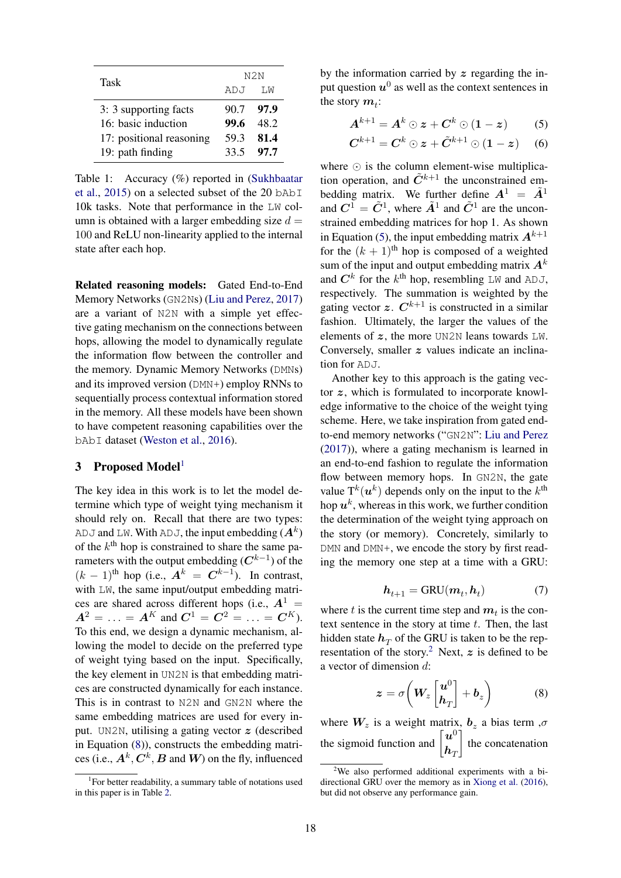| Task | N2N | |
|---|---|---|
| | ADJ | LW |
| 3: 3 supporting facts | 90.7 | **97.9** |
| 16: basic induction | **99.6** | 48.2 |
| 17: positional reasoning | 59.3 | **81.4** |
| 19: path finding | 33.5 | **97.7** |

Table 1: Accuracy (%) reported in (Sukhbaatar et al., 2015) on a selected subset of the 20 bAbI 10k tasks. Note that performance in the LW column is obtained with a larger embedding size $d = 100$ and ReLU non-linearity applied to the internal state after each hop.

**Related reasoning models:** Gated End-to-End Memory Networks (GN2Ns) (Liu and Perez, 2017) are a variant of N2N with a simple yet effective gating mechanism on the connections between hops, allowing the model to dynamically regulate the information flow between the controller and the memory. Dynamic Memory Networks (DMNs) and its improved version (DMN+) employ RNNs to sequentially process contextual information stored in the memory. All these models have been shown to have competent reasoning capabilities over the bAbI dataset (Weston et al., 2016).

## 3 Proposed Model[1]

The key idea in this work is to let the model determine which type of weight tying mechanism it should rely on. Recall that there are two types: ADJ and LW. With ADJ, the input embedding ($\boldsymbol{A}^k$) of the $k^{\text{th}}$ hop is constrained to share the same parameters with the output embedding ($\boldsymbol{C}^{k-1}$) of the $(k-1)^{\text{th}}$ hop (i.e., $\boldsymbol{A}^k = \boldsymbol{C}^{k-1}$). In contrast, with LW, the same input/output embedding matrices are shared across different hops (i.e., $\boldsymbol{A}^1 = \boldsymbol{A}^2 = \ldots = \boldsymbol{A}^K$ and $\boldsymbol{C}^1 = \boldsymbol{C}^2 = \ldots = \boldsymbol{C}^K$). To this end, we design a dynamic mechanism, allowing the model to decide on the preferred type of weight tying based on the input. Specifically, the key element in UN2N is that embedding matrices are constructed dynamically for each instance. This is in contrast to N2N and GN2N where the same embedding matrices are used for every input. UN2N, utilising a gating vector $\boldsymbol{z}$ (described in Equation (8)), constructs the embedding matrices (i.e., $\boldsymbol{A}^k$, $\boldsymbol{C}^k$, $\boldsymbol{B}$ and $\boldsymbol{W}$) on the fly, influenced by the information carried by $\boldsymbol{z}$ regarding the input question $\boldsymbol{u}^0$ as well as the context sentences in the story $\boldsymbol{m}_t$:

$$\boldsymbol{A}^{k+1} = \boldsymbol{A}^k \odot \boldsymbol{z} + \boldsymbol{C}^k \odot (\boldsymbol{1} - \boldsymbol{z}) \tag{5}$$

$$\boldsymbol{C}^{k+1} = \boldsymbol{C}^k \odot \boldsymbol{z} + \tilde{\boldsymbol{C}}^{k+1} \odot (\boldsymbol{1} - \boldsymbol{z}) \tag{6}$$

where $\odot$ is the column element-wise multiplication operation, and $\tilde{\boldsymbol{C}}^{k+1}$ the unconstrained embedding matrix. We further define $\boldsymbol{A}^1 = \tilde{\boldsymbol{A}}^1$ and $\boldsymbol{C}^1 = \tilde{\boldsymbol{C}}^1$, where $\tilde{\boldsymbol{A}}^1$ and $\tilde{\boldsymbol{C}}^1$ are the unconstrained embedding matrices for hop 1. As shown in Equation (5), the input embedding matrix $\boldsymbol{A}^{k+1}$ for the $(k+1)^{\text{th}}$ hop is composed of a weighted sum of the input and output embedding matrix $\boldsymbol{A}^k$ and $\boldsymbol{C}^k$ for the $k^{\text{th}}$ hop, resembling LW and ADJ, respectively. The summation is weighted by the gating vector $\boldsymbol{z}$. $\boldsymbol{C}^{k+1}$ is constructed in a similar fashion. Ultimately, the larger the values of the elements of $\boldsymbol{z}$, the more UN2N leans towards LW. Conversely, smaller $\boldsymbol{z}$ values indicate an inclination for ADJ.

Another key to this approach is the gating vector $\boldsymbol{z}$, which is formulated to incorporate knowledge informative to the choice of the weight tying scheme. Here, we take inspiration from gated end-to-end memory networks ("GN2N": Liu and Perez (2017)), where a gating mechanism is learned in an end-to-end fashion to regulate the information flow between memory hops. In GN2N, the gate value $\mathrm{T}^k(\boldsymbol{u}^k)$ depends only on the input to the $k^{\text{th}}$ hop $\boldsymbol{u}^k$, whereas in this work, we further condition the determination of the weight tying approach on the story (or memory). Concretely, similarly to DMN and DMN+, we encode the story by first reading the memory one step at a time with a GRU:

$$\boldsymbol{h}_{t+1} = \text{GRU}(\boldsymbol{m}_t, \boldsymbol{h}_t) \tag{7}$$

where $t$ is the current time step and $\boldsymbol{m}_t$ is the context sentence in the story at time $t$. Then, the last hidden state $\boldsymbol{h}_T$ of the GRU is taken to be the representation of the story.[2] Next, $\boldsymbol{z}$ is defined to be a vector of dimension $d$:

$$\boldsymbol{z} = \sigma\left(\boldsymbol{W}_z \begin{bmatrix} \boldsymbol{u}^0 \\ \boldsymbol{h}_T \end{bmatrix} + \boldsymbol{b}_z\right) \tag{8}$$

where $\boldsymbol{W}_z$ is a weight matrix, $\boldsymbol{b}_z$ a bias term ,$\sigma$ the sigmoid function and $\begin{bmatrix} \boldsymbol{u}^0 \\ \boldsymbol{h}_T \end{bmatrix}$ the concatenation

[1] For better readability, a summary table of notations used in this paper is in Table 2.

[2] We also performed additional experiments with a bi-directional GRU over the memory as in Xiong et al. (2016), but did not observe any performance gain.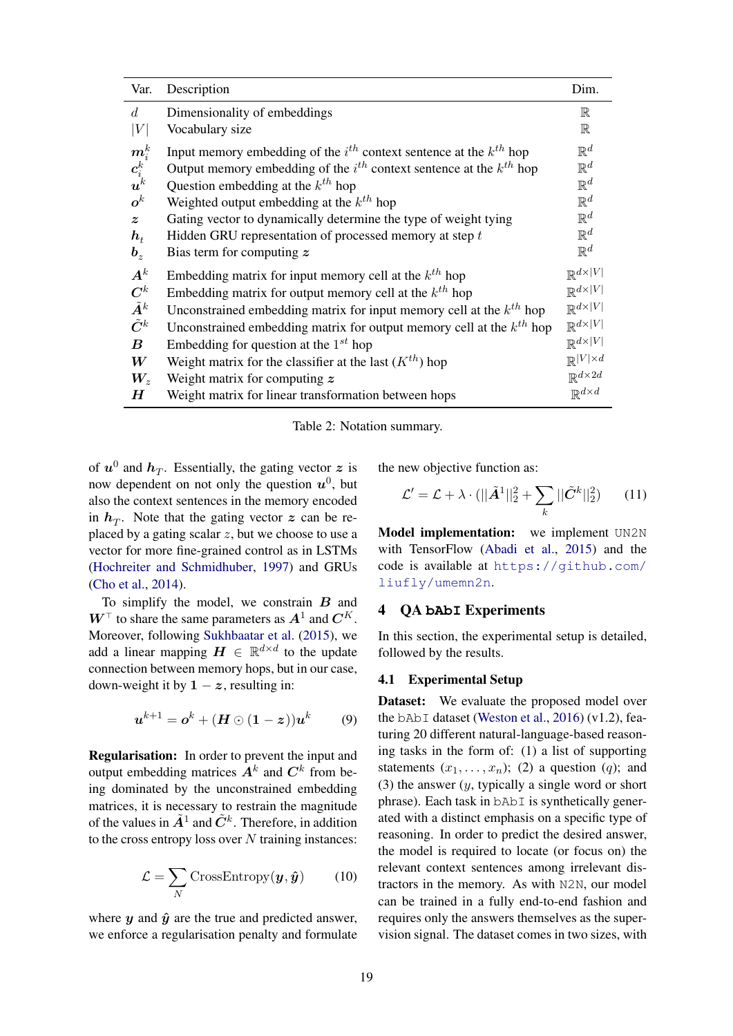| Var. | Description | Dim. |
| --- | --- | --- |
| $d$ | Dimensionality of embeddings | $\mathbb{R}$ |
| $\|V\|$ | Vocabulary size | $\mathbb{R}$ |
| $\boldsymbol{m}_i^k$ | Input memory embedding of the $i^{th}$ context sentence at the $k^{th}$ hop | $\mathbb{R}^d$ |
| $\boldsymbol{c}_i^k$ | Output memory embedding of the $i^{th}$ context sentence at the $k^{th}$ hop | $\mathbb{R}^d$ |
| $\boldsymbol{u}^k$ | Question embedding at the $k^{th}$ hop | $\mathbb{R}^d$ |
| $\boldsymbol{o}^k$ | Weighted output embedding at the $k^{th}$ hop | $\mathbb{R}^d$ |
| $\boldsymbol{z}$ | Gating vector to dynamically determine the type of weight tying | $\mathbb{R}^d$ |
| $\boldsymbol{h}_t$ | Hidden GRU representation of processed memory at step $t$ | $\mathbb{R}^d$ |
| $\boldsymbol{b}_z$ | Bias term for computing $\boldsymbol{z}$ | $\mathbb{R}^d$ |
| $\boldsymbol{A}^k$ | Embedding matrix for input memory cell at the $k^{th}$ hop | $\mathbb{R}^{d\times\|V\|}$ |
| $\boldsymbol{C}^k$ | Embedding matrix for output memory cell at the $k^{th}$ hop | $\mathbb{R}^{d\times\|V\|}$ |
| $\tilde{\boldsymbol{A}}^k$ | Unconstrained embedding matrix for input memory cell at the $k^{th}$ hop | $\mathbb{R}^{d\times\|V\|}$ |
| $\tilde{\boldsymbol{C}}^k$ | Unconstrained embedding matrix for output memory cell at the $k^{th}$ hop | $\mathbb{R}^{d\times\|V\|}$ |
| $\boldsymbol{B}$ | Embedding for question at the $1^{st}$ hop | $\mathbb{R}^{d\times\|V\|}$ |
| $\boldsymbol{W}$ | Weight matrix for the classifier at the last ($K^{th}$) hop | $\mathbb{R}^{\|V\|\times d}$ |
| $\boldsymbol{W}_z$ | Weight matrix for computing $\boldsymbol{z}$ | $\mathbb{R}^{d\times 2d}$ |
| $\boldsymbol{H}$ | Weight matrix for linear transformation between hops | $\mathbb{R}^{d\times d}$ |

Table 2: Notation summary.

of $\boldsymbol{u}^0$ and $\boldsymbol{h}_T$. Essentially, the gating vector $\boldsymbol{z}$ is now dependent on not only the question $\boldsymbol{u}^0$, but also the context sentences in the memory encoded in $\boldsymbol{h}_T$. Note that the gating vector $\boldsymbol{z}$ can be replaced by a gating scalar $z$, but we choose to use a vector for more fine-grained control as in LSTMs (Hochreiter and Schmidhuber, 1997) and GRUs (Cho et al., 2014).

To simplify the model, we constrain $\boldsymbol{B}$ and $\boldsymbol{W}^\top$ to share the same parameters as $\boldsymbol{A}^1$ and $\boldsymbol{C}^K$. Moreover, following Sukhbaatar et al. (2015), we add a linear mapping $\boldsymbol{H} \in \mathbb{R}^{d\times d}$ to the update connection between memory hops, but in our case, down-weight it by $\boldsymbol{1} - \boldsymbol{z}$, resulting in:

$$\boldsymbol{u}^{k+1} = \boldsymbol{o}^k + (\boldsymbol{H} \odot (\boldsymbol{1} - \boldsymbol{z}))\boldsymbol{u}^k \tag{9}$$

**Regularisation:** In order to prevent the input and output embedding matrices $\boldsymbol{A}^k$ and $\boldsymbol{C}^k$ from being dominated by the unconstrained embedding matrices, it is necessary to restrain the magnitude of the values in $\tilde{\boldsymbol{A}}^1$ and $\tilde{\boldsymbol{C}}^k$. Therefore, in addition to the cross entropy loss over $N$ training instances:

$$\mathcal{L} = \sum_N \text{CrossEntropy}(\boldsymbol{y}, \hat{\boldsymbol{y}}) \tag{10}$$

where $\boldsymbol{y}$ and $\hat{\boldsymbol{y}}$ are the true and predicted answer, we enforce a regularisation penalty and formulate the new objective function as:

$$\mathcal{L}' = \mathcal{L} + \lambda \cdot (||\tilde{\boldsymbol{A}}^1||_2^2 + \sum_k ||\tilde{\boldsymbol{C}}^k||_2^2) \tag{11}$$

**Model implementation:** we implement UN2N with TensorFlow (Abadi et al., 2015) and the code is available at https://github.com/liufly/umemn2n.

## 4 QA bAbI Experiments

In this section, the experimental setup is detailed, followed by the results.

### 4.1 Experimental Setup

**Dataset:** We evaluate the proposed model over the bAbI dataset (Weston et al., 2016) (v1.2), featuring 20 different natural-language-based reasoning tasks in the form of: (1) a list of supporting statements ($x_1, \ldots, x_n$); (2) a question ($q$); and (3) the answer ($y$, typically a single word or short phrase). Each task in bAbI is synthetically generated with a distinct emphasis on a specific type of reasoning. In order to predict the desired answer, the model is required to locate (or focus on) the relevant context sentences among irrelevant distractors in the memory. As with N2N, our model can be trained in a fully end-to-end fashion and requires only the answers themselves as the supervision signal. The dataset comes in two sizes, with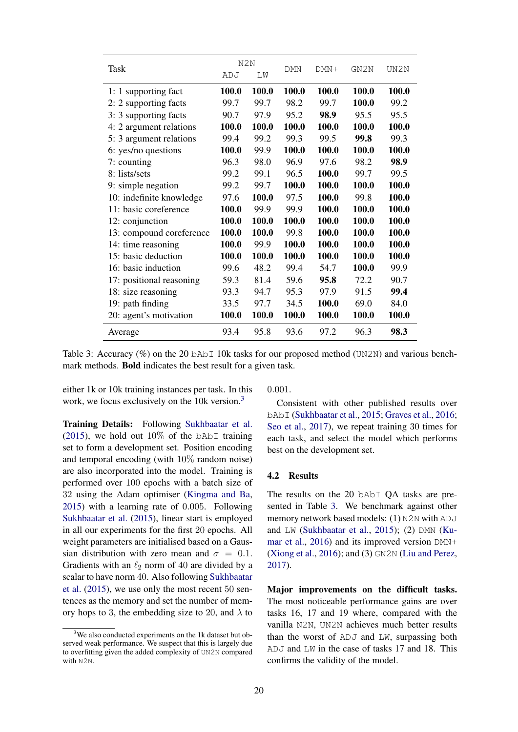| Task | N2N | | DMN | DMN+ | GN2N | UN2N |
|---|---|---|---|---|---|---|
| | ADJ | LW | | | | |
| 1: 1 supporting fact | **100.0** | **100.0** | **100.0** | **100.0** | **100.0** | **100.0** |
| 2: 2 supporting facts | 99.7 | 99.7 | 98.2 | 99.7 | **100.0** | 99.2 |
| 3: 3 supporting facts | 90.7 | 97.9 | 95.2 | **98.9** | 95.5 | 95.5 |
| 4: 2 argument relations | **100.0** | **100.0** | **100.0** | **100.0** | **100.0** | **100.0** |
| 5: 3 argument relations | 99.4 | 99.2 | 99.3 | 99.5 | **99.8** | 99.3 |
| 6: yes/no questions | **100.0** | 99.9 | **100.0** | **100.0** | **100.0** | **100.0** |
| 7: counting | 96.3 | 98.0 | 96.9 | 97.6 | 98.2 | **98.9** |
| 8: lists/sets | 99.2 | 99.1 | 96.5 | **100.0** | 99.7 | 99.5 |
| 9: simple negation | 99.2 | 99.7 | **100.0** | **100.0** | **100.0** | **100.0** |
| 10: indefinite knowledge | 97.6 | **100.0** | 97.5 | **100.0** | 99.8 | **100.0** |
| 11: basic coreference | **100.0** | 99.9 | 99.9 | **100.0** | **100.0** | **100.0** |
| 12: conjunction | **100.0** | **100.0** | **100.0** | **100.0** | **100.0** | **100.0** |
| 13: compound coreference | **100.0** | **100.0** | 99.8 | **100.0** | **100.0** | **100.0** |
| 14: time reasoning | **100.0** | 99.9 | **100.0** | **100.0** | **100.0** | **100.0** |
| 15: basic deduction | **100.0** | **100.0** | **100.0** | **100.0** | **100.0** | **100.0** |
| 16: basic induction | 99.6 | 48.2 | 99.4 | 54.7 | **100.0** | 99.9 |
| 17: positional reasoning | 59.3 | 81.4 | 59.6 | **95.8** | 72.2 | 90.7 |
| 18: size reasoning | 93.3 | 94.7 | 95.3 | 97.9 | 91.5 | **99.4** |
| 19: path finding | 33.5 | 97.7 | 34.5 | **100.0** | 69.0 | 84.0 |
| 20: agent's motivation | **100.0** | **100.0** | **100.0** | **100.0** | **100.0** | **100.0** |
| Average | 93.4 | 95.8 | 93.6 | 97.2 | 96.3 | **98.3** |

Table 3: Accuracy (%) on the 20 bAbI 10k tasks for our proposed method (UN2N) and various benchmark methods. **Bold** indicates the best result for a given task.

either 1k or 10k training instances per task. In this work, we focus exclusively on the 10k version.[3]

**Training Details:** Following Sukhbaatar et al. (2015), we hold out 10% of the bAbI training set to form a development set. Position encoding and temporal encoding (with 10% random noise) are also incorporated into the model. Training is performed over 100 epochs with a batch size of 32 using the Adam optimiser (Kingma and Ba, 2015) with a learning rate of 0.005. Following Sukhbaatar et al. (2015), linear start is employed in all our experiments for the first 20 epochs. All weight parameters are initialised based on a Gaussian distribution with zero mean and $\sigma = 0.1$. Gradients with an $\ell_2$ norm of 40 are divided by a scalar to have norm 40. Also following Sukhbaatar et al. (2015), we use only the most recent 50 sentences as the memory and set the number of memory hops to 3, the embedding size to 20, and $\lambda$ to 0.001.

Consistent with other published results over bAbI (Sukhbaatar et al., 2015; Graves et al., 2016; Seo et al., 2017), we repeat training 30 times for each task, and select the model which performs best on the development set.

[3] We also conducted experiments on the 1k dataset but observed weak performance. We suspect that this is largely due to overfitting given the added complexity of UN2N compared with N2N.

### 4.2 Results

The results on the 20 bAbI QA tasks are presented in Table 3. We benchmark against other memory network based models: (1) N2N with ADJ and LW (Sukhbaatar et al., 2015); (2) DMN (Kumar et al., 2016) and its improved version DMN+ (Xiong et al., 2016); and (3) GN2N (Liu and Perez, 2017).

**Major improvements on the difficult tasks.** The most noticeable performance gains are over tasks 16, 17 and 19 where, compared with the vanilla N2N, UN2N achieves much better results than the worst of ADJ and LW, surpassing both ADJ and LW in the case of tasks 17 and 18. This confirms the validity of the model.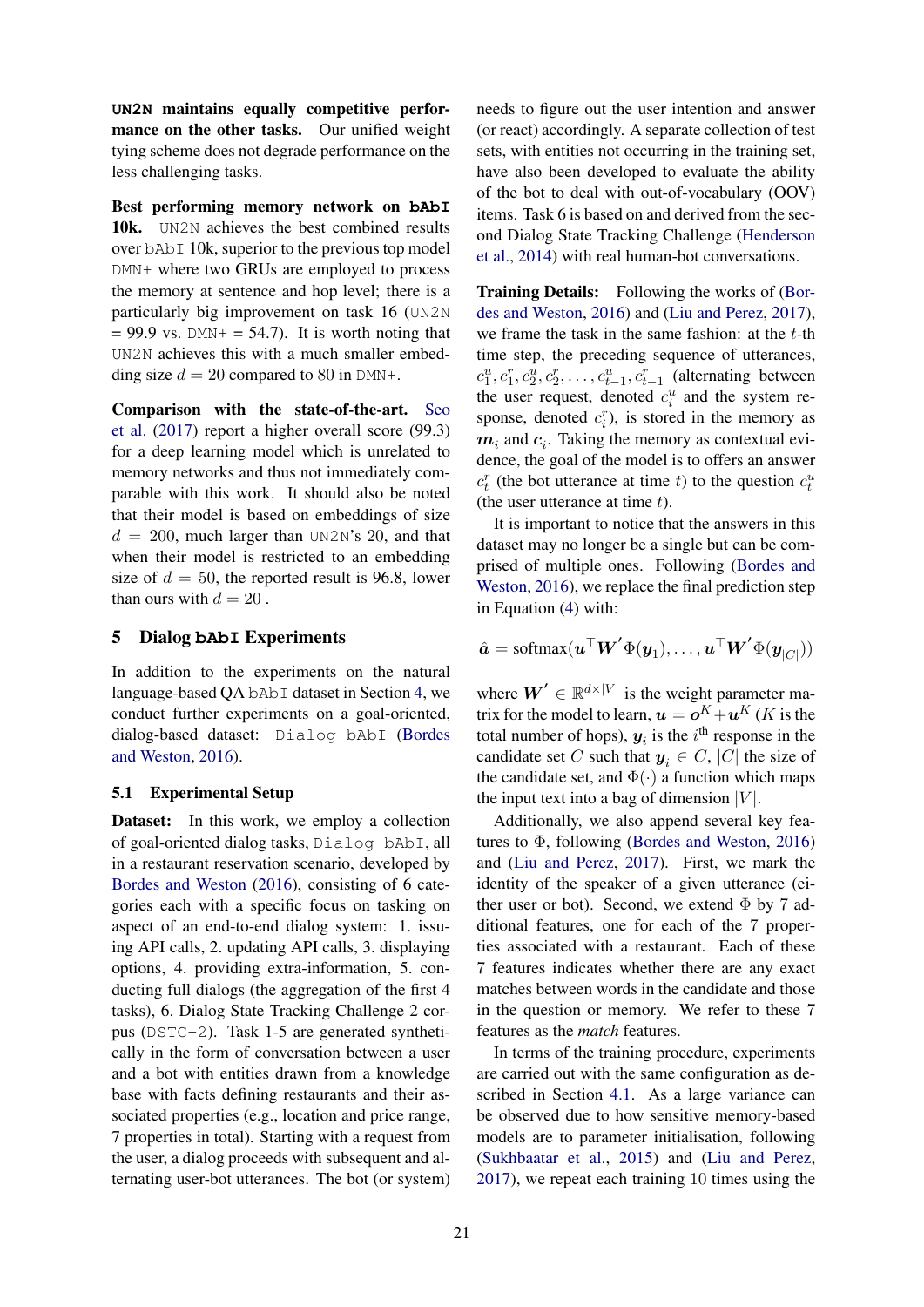**UN2N maintains equally competitive performance on the other tasks.** Our unified weight tying scheme does not degrade performance on the less challenging tasks.

**Best performing memory network on bAbI 10k.** UN2N achieves the best combined results over bAbI 10k, superior to the previous top model DMN+ where two GRUs are employed to process the memory at sentence and hop level; there is a particularly big improvement on task 16 (UN2N = 99.9 vs. DMN+ = 54.7). It is worth noting that UN2N achieves this with a much smaller embedding size $d = 20$ compared to 80 in DMN+.

**Comparison with the state-of-the-art.** Seo et al. (2017) report a higher overall score (99.3) for a deep learning model which is unrelated to memory networks and thus not immediately comparable with this work. It should also be noted that their model is based on embeddings of size $d = 200$, much larger than UN2N's 20, and that when their model is restricted to an embedding size of $d = 50$, the reported result is 96.8, lower than ours with $d = 20$ .

## 5 Dialog bAbI Experiments

In addition to the experiments on the natural language-based QA bAbI dataset in Section 4, we conduct further experiments on a goal-oriented, dialog-based dataset: Dialog bAbI (Bordes and Weston, 2016).

### 5.1 Experimental Setup

**Dataset:** In this work, we employ a collection of goal-oriented dialog tasks, Dialog bAbI, all in a restaurant reservation scenario, developed by Bordes and Weston (2016), consisting of 6 categories each with a specific focus on tasking on aspect of an end-to-end dialog system: 1. issuing API calls, 2. updating API calls, 3. displaying options, 4. providing extra-information, 5. conducting full dialogs (the aggregation of the first 4 tasks), 6. Dialog State Tracking Challenge 2 corpus (DSTC-2). Task 1-5 are generated synthetically in the form of conversation between a user and a bot with entities drawn from a knowledge base with facts defining restaurants and their associated properties (e.g., location and price range, 7 properties in total). Starting with a request from the user, a dialog proceeds with subsequent and alternating user-bot utterances. The bot (or system) needs to figure out the user intention and answer (or react) accordingly. A separate collection of test sets, with entities not occurring in the training set, have also been developed to evaluate the ability of the bot to deal with out-of-vocabulary (OOV) items. Task 6 is based on and derived from the second Dialog State Tracking Challenge (Henderson et al., 2014) with real human-bot conversations.

**Training Details:** Following the works of (Bordes and Weston, 2016) and (Liu and Perez, 2017), we frame the task in the same fashion: at the $t$-th time step, the preceding sequence of utterances, $c_1^u, c_1^r, c_2^u, c_2^r, \ldots, c_{t-1}^u, c_{t-1}^r$ (alternating between the user request, denoted $c_i^u$ and the system response, denoted $c_i^r$), is stored in the memory as $\boldsymbol{m}_i$ and $\boldsymbol{c}_i$. Taking the memory as contextual evidence, the goal of the model is to offers an answer $c_t^r$ (the bot utterance at time $t$) to the question $c_t^u$ (the user utterance at time $t$).

It is important to notice that the answers in this dataset may no longer be a single but can be comprised of multiple ones. Following (Bordes and Weston, 2016), we replace the final prediction step in Equation (4) with:

$$\hat{\boldsymbol{a}} = \mathrm{softmax}(\boldsymbol{u}^\top \boldsymbol{W}' \Phi(\boldsymbol{y}_1), \ldots, \boldsymbol{u}^\top \boldsymbol{W}' \Phi(\boldsymbol{y}_{|C|}))$$

where $\boldsymbol{W}' \in \mathbb{R}^{d \times |V|}$ is the weight parameter matrix for the model to learn, $\boldsymbol{u} = \boldsymbol{o}^K + \boldsymbol{u}^K$ ($K$ is the total number of hops), $\boldsymbol{y}_i$ is the $i^{\text{th}}$ response in the candidate set $C$ such that $\boldsymbol{y}_i \in C$, $|C|$ the size of the candidate set, and $\Phi(\cdot)$ a function which maps the input text into a bag of dimension $|V|$.

Additionally, we also append several key features to $\Phi$, following (Bordes and Weston, 2016) and (Liu and Perez, 2017). First, we mark the identity of the speaker of a given utterance (either user or bot). Second, we extend $\Phi$ by 7 additional features, one for each of the 7 properties associated with a restaurant. Each of these 7 features indicates whether there are any exact matches between words in the candidate and those in the question or memory. We refer to these 7 features as the *match* features.

In terms of the training procedure, experiments are carried out with the same configuration as described in Section 4.1. As a large variance can be observed due to how sensitive memory-based models are to parameter initialisation, following (Sukhbaatar et al., 2015) and (Liu and Perez, 2017), we repeat each training 10 times using the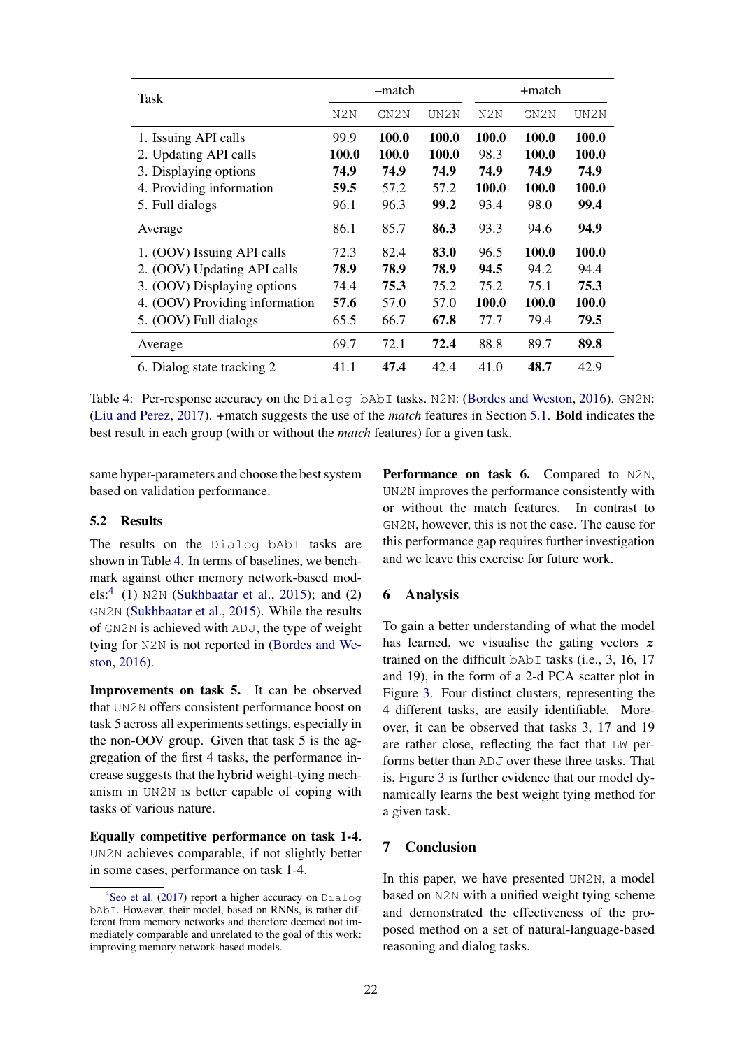| Task | –match | | | +match | | |
|---|---|---|---|---|---|---|
| | N2N | GN2N | UN2N | N2N | GN2N | UN2N |
| 1. Issuing API calls | 99.9 | **100.0** | **100.0** | **100.0** | **100.0** | **100.0** |
| 2. Updating API calls | **100.0** | **100.0** | **100.0** | 98.3 | **100.0** | **100.0** |
| 3. Displaying options | **74.9** | **74.9** | **74.9** | **74.9** | **74.9** | **74.9** |
| 4. Providing information | **59.5** | 57.2 | 57.2 | **100.0** | **100.0** | **100.0** |
| 5. Full dialogs | 96.1 | 96.3 | **99.2** | 93.4 | 98.0 | **99.4** |
| Average | 86.1 | 85.7 | **86.3** | 93.3 | 94.6 | **94.9** |
| 1. (OOV) Issuing API calls | 72.3 | 82.4 | **83.0** | 96.5 | **100.0** | **100.0** |
| 2. (OOV) Updating API calls | **78.9** | **78.9** | **78.9** | **94.5** | 94.2 | 94.4 |
| 3. (OOV) Displaying options | 74.4 | **75.3** | 75.2 | 75.2 | 75.1 | **75.3** |
| 4. (OOV) Providing information | **57.6** | 57.0 | 57.0 | **100.0** | **100.0** | **100.0** |
| 5. (OOV) Full dialogs | 65.5 | 66.7 | **67.8** | 77.7 | 79.4 | **79.5** |
| Average | 69.7 | 72.1 | **72.4** | 88.8 | 89.7 | **89.8** |
| 6. Dialog state tracking 2 | 41.1 | **47.4** | 42.4 | 41.0 | **48.7** | 42.9 |

Table 4: Per-response accuracy on the Dialog bAbI tasks. N2N: (Bordes and Weston, 2016). GN2N: (Liu and Perez, 2017). +match suggests the use of the *match* features in Section 5.1. **Bold** indicates the best result in each group (with or without the *match* features) for a given task.

same hyper-parameters and choose the best system based on validation performance.

### 5.2 Results

The results on the Dialog bAbI tasks are shown in Table 4. In terms of baselines, we benchmark against other memory network-based models:[4] (1) N2N (Sukhbaatar et al., 2015); and (2) GN2N (Sukhbaatar et al., 2015). While the results of GN2N is achieved with ADJ, the type of weight tying for N2N is not reported in (Bordes and Weston, 2016).

**Improvements on task 5.** It can be observed that UN2N offers consistent performance boost on task 5 across all experiments settings, especially in the non-OOV group. Given that task 5 is the aggregation of the first 4 tasks, the performance increase suggests that the hybrid weight-tying mechanism in UN2N is better capable of coping with tasks of various nature.

**Equally competitive performance on task 1-4.** UN2N achieves comparable, if not slightly better in some cases, performance on task 1-4.

[4] Seo et al. (2017) report a higher accuracy on Dialog bAbI. However, their model, based on RNNs, is rather different from memory networks and therefore deemed not immediately comparable and unrelated to the goal of this work: improving memory network-based models.

**Performance on task 6.** Compared to N2N, UN2N improves the performance consistently with or without the match features. In contrast to GN2N, however, this is not the case. The cause for this performance gap requires further investigation and we leave this exercise for future work.

## 6 Analysis

To gain a better understanding of what the model has learned, we visualise the gating vectors $z$ trained on the difficult bAbI tasks (i.e., 3, 16, 17 and 19), in the form of a 2-d PCA scatter plot in Figure 3. Four distinct clusters, representing the 4 different tasks, are easily identifiable. Moreover, it can be observed that tasks 3, 17 and 19 are rather close, reflecting the fact that LW performs better than ADJ over these three tasks. That is, Figure 3 is further evidence that our model dynamically learns the best weight tying method for a given task.

## 7 Conclusion

In this paper, we have presented UN2N, a model based on N2N with a unified weight tying scheme and demonstrated the effectiveness of the proposed method on a set of natural-language-based reasoning and dialog tasks.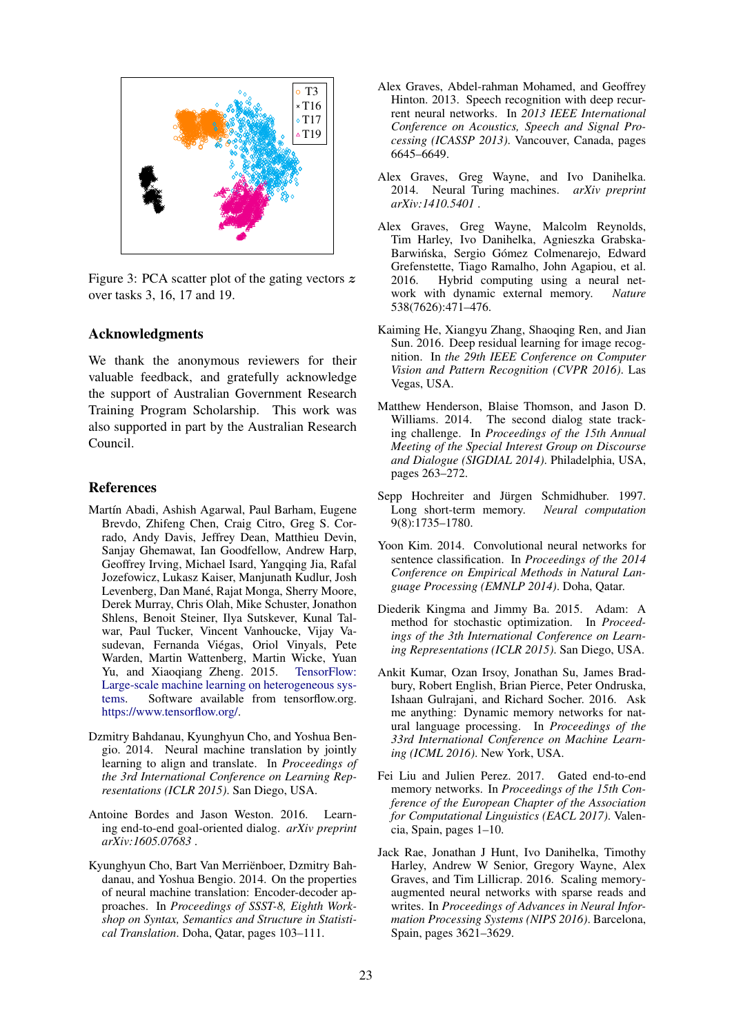Figure 3: PCA scatter plot of the gating vectors $\boldsymbol{z}$ over tasks 3, 16, 17 and 19.

## Acknowledgments

We thank the anonymous reviewers for their valuable feedback, and gratefully acknowledge the support of Australian Government Research Training Program Scholarship. This work was also supported in part by the Australian Research Council.

## References

Martín Abadi, Ashish Agarwal, Paul Barham, Eugene Brevdo, Zhifeng Chen, Craig Citro, Greg S. Corrado, Andy Davis, Jeffrey Dean, Matthieu Devin, Sanjay Ghemawat, Ian Goodfellow, Andrew Harp, Geoffrey Irving, Michael Isard, Yangqing Jia, Rafal Jozefowicz, Lukasz Kaiser, Manjunath Kudlur, Josh Levenberg, Dan Mané, Rajat Monga, Sherry Moore, Derek Murray, Chris Olah, Mike Schuster, Jonathon Shlens, Benoit Steiner, Ilya Sutskever, Kunal Talwar, Paul Tucker, Vincent Vanhoucke, Vijay Vasudevan, Fernanda Viégas, Oriol Vinyals, Pete Warden, Martin Wattenberg, Martin Wicke, Yuan Yu, and Xiaoqiang Zheng. 2015. TensorFlow: Large-scale machine learning on heterogeneous systems. Software available from tensorflow.org. https://www.tensorflow.org/.

Dzmitry Bahdanau, Kyunghyun Cho, and Yoshua Bengio. 2014. Neural machine translation by jointly learning to align and translate. In *Proceedings of the 3rd International Conference on Learning Representations (ICLR 2015)*. San Diego, USA.

Antoine Bordes and Jason Weston. 2016. Learning end-to-end goal-oriented dialog. *arXiv preprint arXiv:1605.07683* .

Kyunghyun Cho, Bart Van Merriënboer, Dzmitry Bahdanau, and Yoshua Bengio. 2014. On the properties of neural machine translation: Encoder-decoder approaches. In *Proceedings of SSST-8, Eighth Workshop on Syntax, Semantics and Structure in Statistical Translation*. Doha, Qatar, pages 103–111.

Alex Graves, Abdel-rahman Mohamed, and Geoffrey Hinton. 2013. Speech recognition with deep recurrent neural networks. In *2013 IEEE International Conference on Acoustics, Speech and Signal Processing (ICASSP 2013)*. Vancouver, Canada, pages 6645–6649.

Alex Graves, Greg Wayne, and Ivo Danihelka. 2014. Neural Turing machines. *arXiv preprint arXiv:1410.5401* .

Alex Graves, Greg Wayne, Malcolm Reynolds, Tim Harley, Ivo Danihelka, Agnieszka Grabska-Barwińska, Sergio Gómez Colmenarejo, Edward Grefenstette, Tiago Ramalho, John Agapiou, et al. 2016. Hybrid computing using a neural network with dynamic external memory. *Nature* 538(7626):471–476.

Kaiming He, Xiangyu Zhang, Shaoqing Ren, and Jian Sun. 2016. Deep residual learning for image recognition. In *the 29th IEEE Conference on Computer Vision and Pattern Recognition (CVPR 2016)*. Las Vegas, USA.

Matthew Henderson, Blaise Thomson, and Jason D. Williams. 2014. The second dialog state tracking challenge. In *Proceedings of the 15th Annual Meeting of the Special Interest Group on Discourse and Dialogue (SIGDIAL 2014)*. Philadelphia, USA, pages 263–272.

Sepp Hochreiter and Jürgen Schmidhuber. 1997. Long short-term memory. *Neural computation* 9(8):1735–1780.

Yoon Kim. 2014. Convolutional neural networks for sentence classification. In *Proceedings of the 2014 Conference on Empirical Methods in Natural Language Processing (EMNLP 2014)*. Doha, Qatar.

Diederik Kingma and Jimmy Ba. 2015. Adam: A method for stochastic optimization. In *Proceedings of the 3th International Conference on Learning Representations (ICLR 2015)*. San Diego, USA.

Ankit Kumar, Ozan Irsoy, Jonathan Su, James Bradbury, Robert English, Brian Pierce, Peter Ondruska, Ishaan Gulrajani, and Richard Socher. 2016. Ask me anything: Dynamic memory networks for natural language processing. In *Proceedings of the 33rd International Conference on Machine Learning (ICML 2016)*. New York, USA.

Fei Liu and Julien Perez. 2017. Gated end-to-end memory networks. In *Proceedings of the 15th Conference of the European Chapter of the Association for Computational Linguistics (EACL 2017)*. Valencia, Spain, pages 1–10.

Jack Rae, Jonathan J Hunt, Ivo Danihelka, Timothy Harley, Andrew W Senior, Gregory Wayne, Alex Graves, and Tim Lillicrap. 2016. Scaling memory-augmented neural networks with sparse reads and writes. In *Proceedings of Advances in Neural Information Processing Systems (NIPS 2016)*. Barcelona, Spain, pages 3621–3629.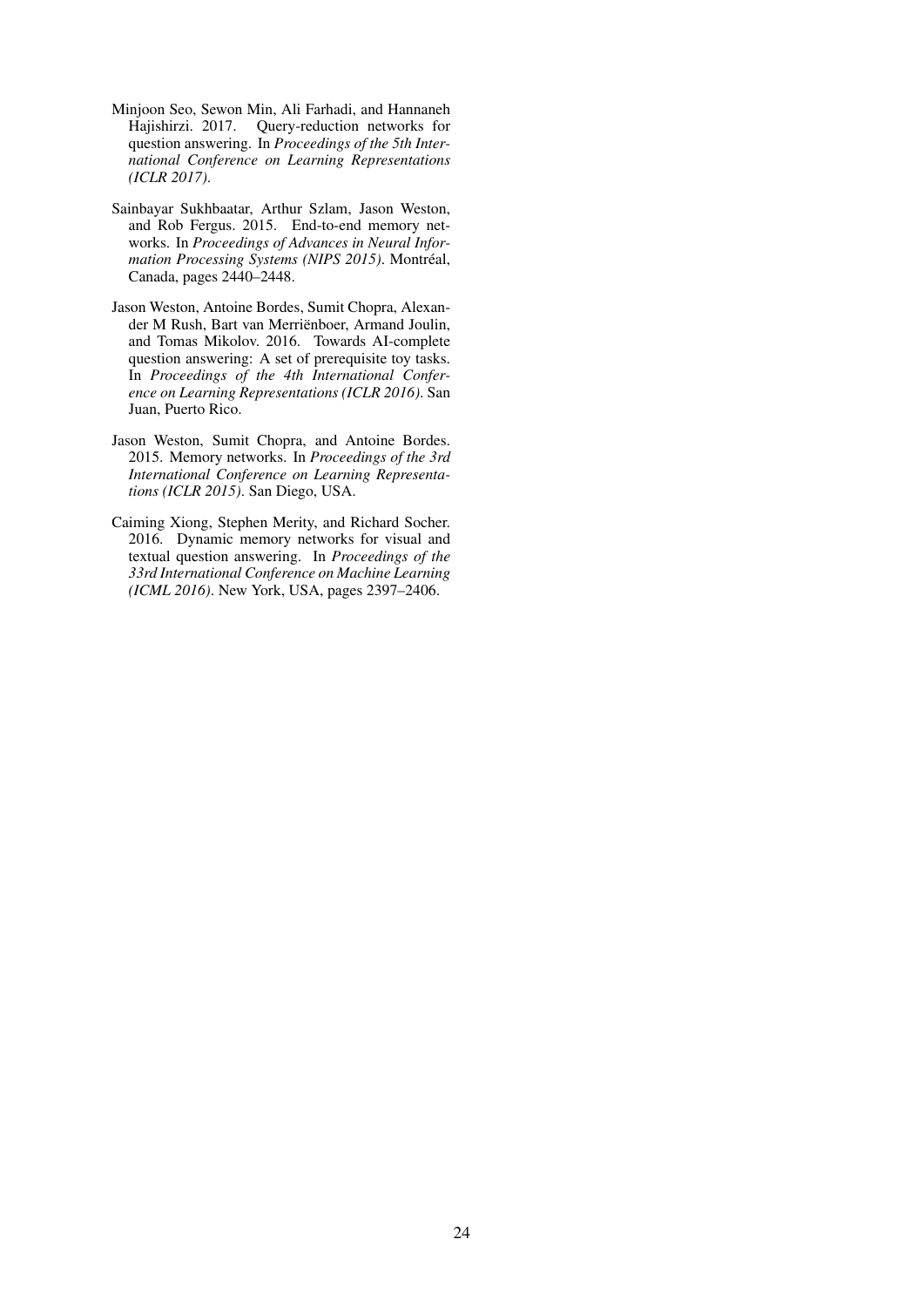Minjoon Seo, Sewon Min, Ali Farhadi, and Hannaneh Hajishirzi. 2017. Query-reduction networks for question answering. In *Proceedings of the 5th International Conference on Learning Representations (ICLR 2017)*.

Sainbayar Sukhbaatar, Arthur Szlam, Jason Weston, and Rob Fergus. 2015. End-to-end memory networks. In *Proceedings of Advances in Neural Information Processing Systems (NIPS 2015)*. Montréal, Canada, pages 2440–2448.

Jason Weston, Antoine Bordes, Sumit Chopra, Alexander M Rush, Bart van Merriënboer, Armand Joulin, and Tomas Mikolov. 2016. Towards AI-complete question answering: A set of prerequisite toy tasks. In *Proceedings of the 4th International Conference on Learning Representations (ICLR 2016)*. San Juan, Puerto Rico.

Jason Weston, Sumit Chopra, and Antoine Bordes. 2015. Memory networks. In *Proceedings of the 3rd International Conference on Learning Representations (ICLR 2015)*. San Diego, USA.

Caiming Xiong, Stephen Merity, and Richard Socher. 2016. Dynamic memory networks for visual and textual question answering. In *Proceedings of the 33rd International Conference on Machine Learning (ICML 2016)*. New York, USA, pages 2397–2406.